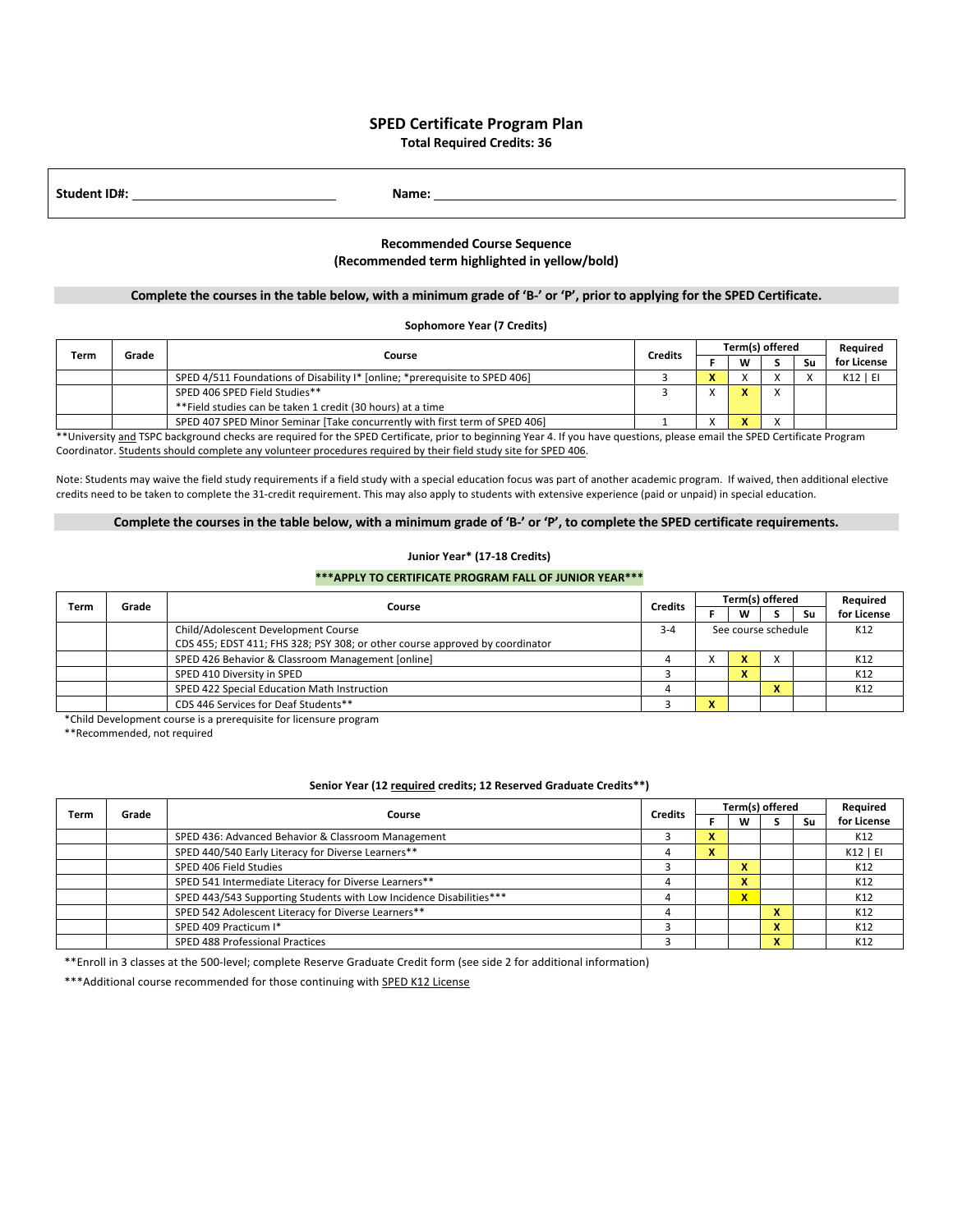# SPED Certificate Program Plan

**Total Required Credits: 36**

**Student ID#:** ______________________ **Name:** ______________________

### Recommended Course Sequence
**(Recommended term highlighted in yellow/bold)**

**Complete the courses in the table below, with a minimum grade of 'B-' or 'P', prior to applying for the SPED Certificate.**

**Sophomore Year (7 Credits)**

| Term | Grade | Course | Credits | Term(s) offered | | | | Required for License |
|---|---|---|---|---|---|---|---|---|
| | | | | F | W | S | Su | |
| | | SPED 4/511 Foundations of Disability I* [online; *prerequisite to SPED 406] | 3 | **X** | X | X | X | K12 \| EI |
| | | SPED 406 SPED Field Studies** <br> **Field studies can be taken 1 credit (30 hours) at a time | 3 | X | **X** | X | | |
| | | SPED 407 SPED Minor Seminar [Take concurrently with first term of SPED 406] | 1 | X | **X** | X | | |

**University and TSPC background checks are required for the SPED Certificate, prior to beginning Year 4. If you have questions, please email the SPED Certificate Program Coordinator. Students should complete any volunteer procedures required by their field study site for SPED 406.

Note: Students may waive the field study requirements if a field study with a special education focus was part of another academic program. If waived, then additional elective credits need to be taken to complete the 31-credit requirement. This may also apply to students with extensive experience (paid or unpaid) in special education.

**Complete the courses in the table below, with a minimum grade of 'B-' or 'P', to complete the SPED certificate requirements.**

**Junior Year* (17-18 Credits)**

**\*\*\*APPLY TO CERTIFICATE PROGRAM FALL OF JUNIOR YEAR\*\*\***

| Term | Grade | Course | Credits | Term(s) offered | | | | Required for License |
|---|---|---|---|---|---|---|---|---|
| | | | | F | W | S | Su | |
| | | Child/Adolescent Development Course <br> CDS 455; EDST 411; FHS 328; PSY 308; or other course approved by coordinator | 3-4 | See course schedule | | | | K12 |
| | | SPED 426 Behavior & Classroom Management [online] | 4 | X | **X** | X | | K12 |
| | | SPED 410 Diversity in SPED | 3 | | **X** | | | K12 |
| | | SPED 422 Special Education Math Instruction | 4 | | | **X** | | K12 |
| | | CDS 446 Services for Deaf Students** | 3 | **X** | | | | |

*Child Development course is a prerequisite for licensure program

**Recommended, not required

**Senior Year (12 required credits; 12 Reserved Graduate Credits\*\*)**

| Term | Grade | Course | Credits | Term(s) offered | | | | Required for License |
|---|---|---|---|---|---|---|---|---|
| | | | | F | W | S | Su | |
| | | SPED 436: Advanced Behavior & Classroom Management | 3 | **X** | | | | K12 |
| | | SPED 440/540 Early Literacy for Diverse Learners** | 4 | **X** | | | | K12 \| EI |
| | | SPED 406 Field Studies | 3 | | **X** | | | K12 |
| | | SPED 541 Intermediate Literacy for Diverse Learners** | 4 | | **X** | | | K12 |
| | | SPED 443/543 Supporting Students with Low Incidence Disabilities*** | 4 | | **X** | | | K12 |
| | | SPED 542 Adolescent Literacy for Diverse Learners** | 4 | | | **X** | | K12 |
| | | SPED 409 Practicum I* | 3 | | | **X** | | K12 |
| | | SPED 488 Professional Practices | 3 | | | **X** | | K12 |

**Enroll in 3 classes at the 500-level; complete Reserve Graduate Credit form (see side 2 for additional information)

***Additional course recommended for those continuing with SPED K12 License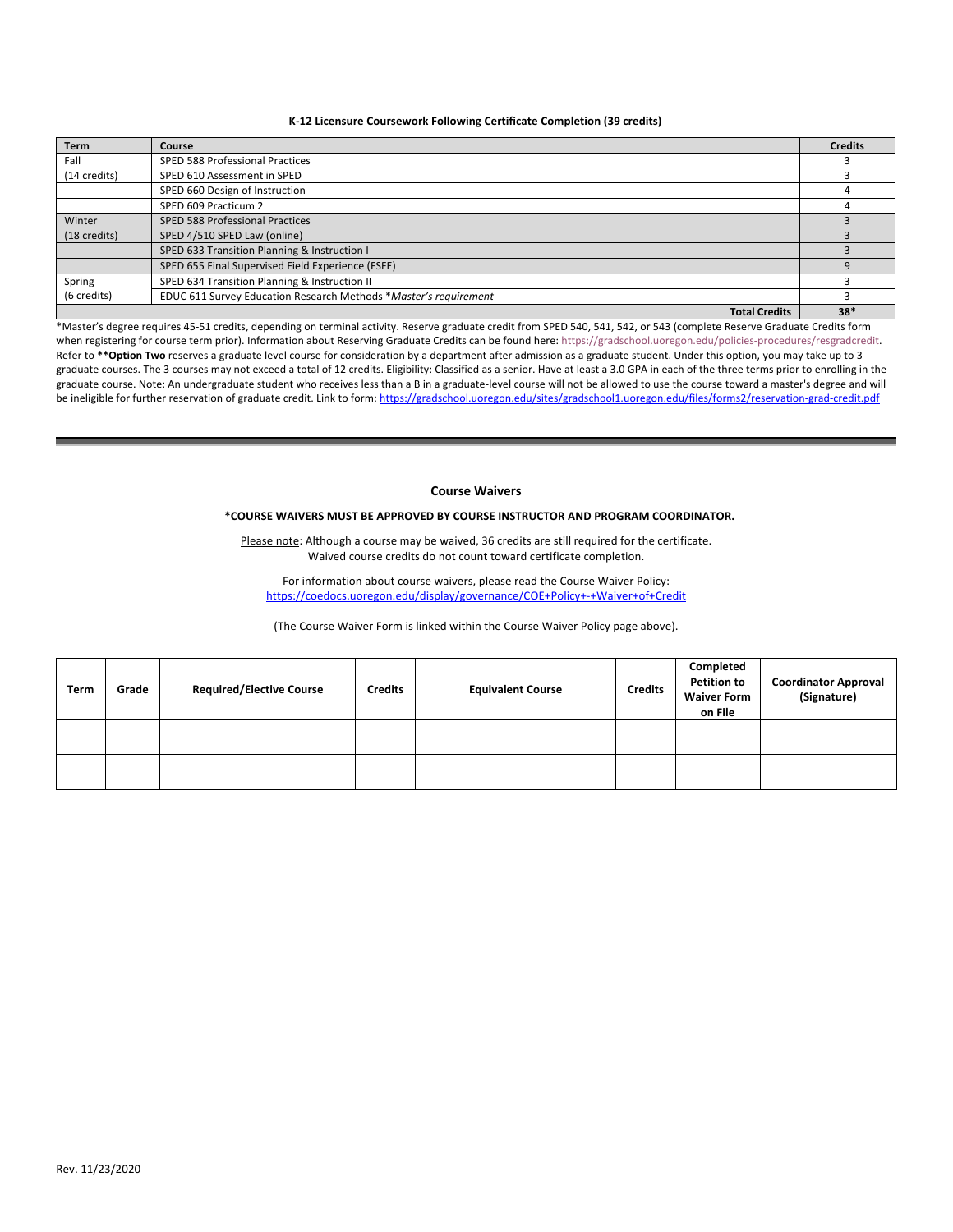**K-12 Licensure Coursework Following Certificate Completion (39 credits)**

| Term | Course | Credits |
|---|---|---|
| Fall | SPED 588 Professional Practices | 3 |
| (14 credits) | SPED 610 Assessment in SPED | 3 |
| | SPED 660 Design of Instruction | 4 |
| | SPED 609 Practicum 2 | 4 |
| Winter | SPED 588 Professional Practices | 3 |
| (18 credits) | SPED 4/510 SPED Law (online) | 3 |
| | SPED 633 Transition Planning & Instruction I | 3 |
| | SPED 655 Final Supervised Field Experience (FSFE) | 9 |
| Spring | SPED 634 Transition Planning & Instruction II | 3 |
| (6 credits) | EDUC 611 Survey Education Research Methods **Master's requirement* | 3 |
| | **Total Credits** | **38*** |

*Master's degree requires 45-51 credits, depending on terminal activity. Reserve graduate credit from SPED 540, 541, 542, or 543 (complete Reserve Graduate Credits form when registering for course term prior). Information about Reserving Graduate Credits can be found here: https://gradschool.uoregon.edu/policies-procedures/resgradcredit. Refer to ****Option Two** reserves a graduate level course for consideration by a department after admission as a graduate student. Under this option, you may take up to 3 graduate courses. The 3 courses may not exceed a total of 12 credits. Eligibility: Classified as a senior. Have at least a 3.0 GPA in each of the three terms prior to enrolling in the graduate course. Note: An undergraduate student who receives less than a B in a graduate-level course will not be allowed to use the course toward a master's degree and will be ineligible for further reservation of graduate credit. Link to form: https://gradschool.uoregon.edu/sites/gradschool1.uoregon.edu/files/forms2/reservation-grad-credit.pdf

---

## Course Waivers

**\*COURSE WAIVERS MUST BE APPROVED BY COURSE INSTRUCTOR AND PROGRAM COORDINATOR.**

Please note: Although a course may be waived, 36 credits are still required for the certificate. Waived course credits do not count toward certificate completion.

For information about course waivers, please read the Course Waiver Policy: https://coedocs.uoregon.edu/display/governance/COE+Policy+-+Waiver+of+Credit

(The Course Waiver Form is linked within the Course Waiver Policy page above).

| Term | Grade | Required/Elective Course | Credits | Equivalent Course | Credits | Completed Petition to Waiver Form on File | Coordinator Approval (Signature) |
|---|---|---|---|---|---|---|---|
| | | | | | | | |
| | | | | | | | |